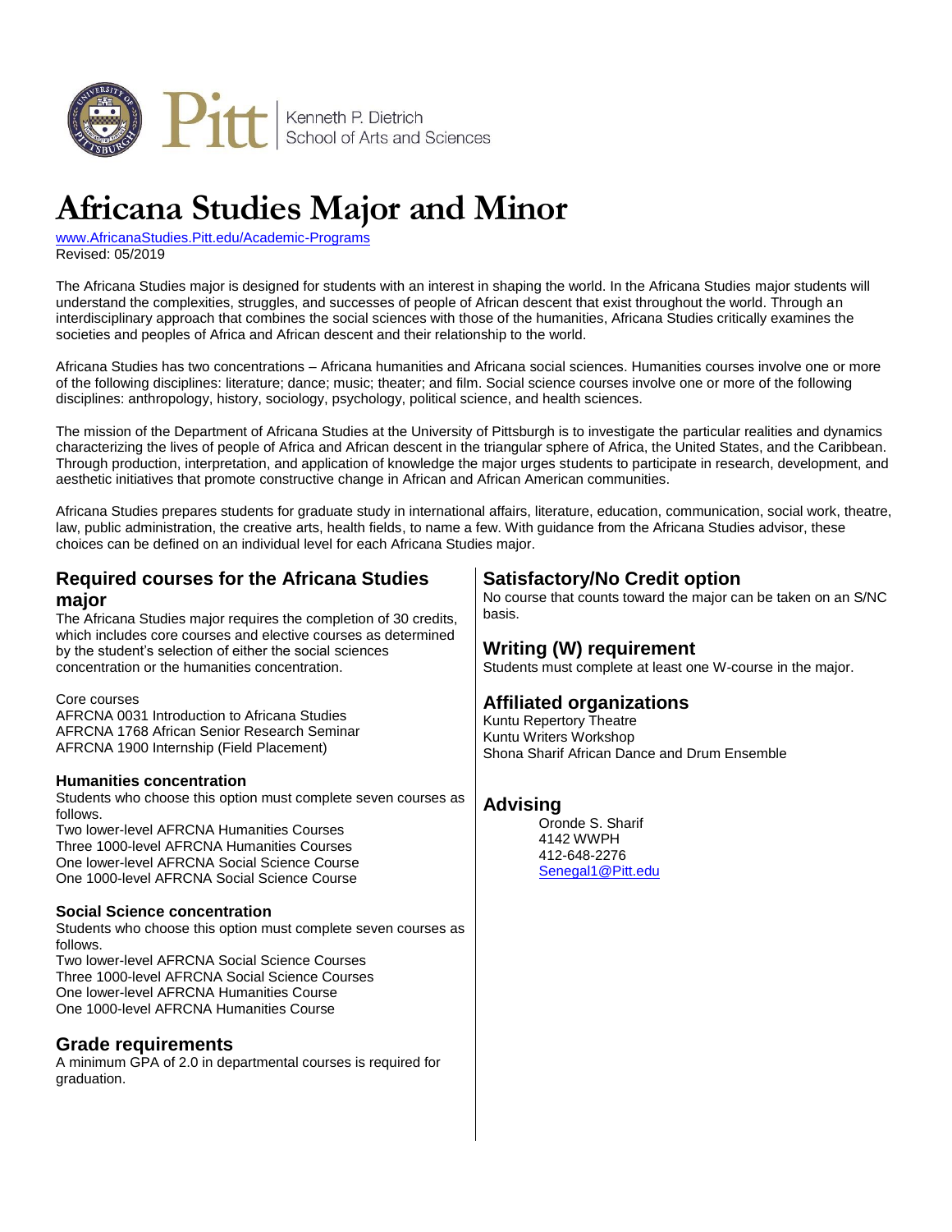Kenneth P. Dietrich School of Arts and Sciences

# Africana Studies Major and Minor

www.AfricanaStudies.Pitt.edu/Academic-Programs
Revised: 05/2019

The Africana Studies major is designed for students with an interest in shaping the world. In the Africana Studies major students will understand the complexities, struggles, and successes of people of African descent that exist throughout the world. Through an interdisciplinary approach that combines the social sciences with those of the humanities, Africana Studies critically examines the societies and peoples of Africa and African descent and their relationship to the world.

Africana Studies has two concentrations – Africana humanities and Africana social sciences. Humanities courses involve one or more of the following disciplines: literature; dance; music; theater; and film. Social science courses involve one or more of the following disciplines: anthropology, history, sociology, psychology, political science, and health sciences.

The mission of the Department of Africana Studies at the University of Pittsburgh is to investigate the particular realities and dynamics characterizing the lives of people of Africa and African descent in the triangular sphere of Africa, the United States, and the Caribbean. Through production, interpretation, and application of knowledge the major urges students to participate in research, development, and aesthetic initiatives that promote constructive change in African and African American communities.

Africana Studies prepares students for graduate study in international affairs, literature, education, communication, social work, theatre, law, public administration, the creative arts, health fields, to name a few. With guidance from the Africana Studies advisor, these choices can be defined on an individual level for each Africana Studies major.

## Required courses for the Africana Studies major

The Africana Studies major requires the completion of 30 credits, which includes core courses and elective courses as determined by the student's selection of either the social sciences concentration or the humanities concentration.

Core courses
AFRCNA 0031 Introduction to Africana Studies
AFRCNA 1768 African Senior Research Seminar
AFRCNA 1900 Internship (Field Placement)

### Humanities concentration

Students who choose this option must complete seven courses as follows.
Two lower-level AFRCNA Humanities Courses
Three 1000-level AFRCNA Humanities Courses
One lower-level AFRCNA Social Science Course
One 1000-level AFRCNA Social Science Course

### Social Science concentration

Students who choose this option must complete seven courses as follows.
Two lower-level AFRCNA Social Science Courses
Three 1000-level AFRCNA Social Science Courses
One lower-level AFRCNA Humanities Course
One 1000-level AFRCNA Humanities Course

## Grade requirements

A minimum GPA of 2.0 in departmental courses is required for graduation.

## Satisfactory/No Credit option

No course that counts toward the major can be taken on an S/NC basis.

## Writing (W) requirement

Students must complete at least one W-course in the major.

## Affiliated organizations

Kuntu Repertory Theatre
Kuntu Writers Workshop
Shona Sharif African Dance and Drum Ensemble

## Advising

Oronde S. Sharif
4142 WWPH
412-648-2276
Senegal1@Pitt.edu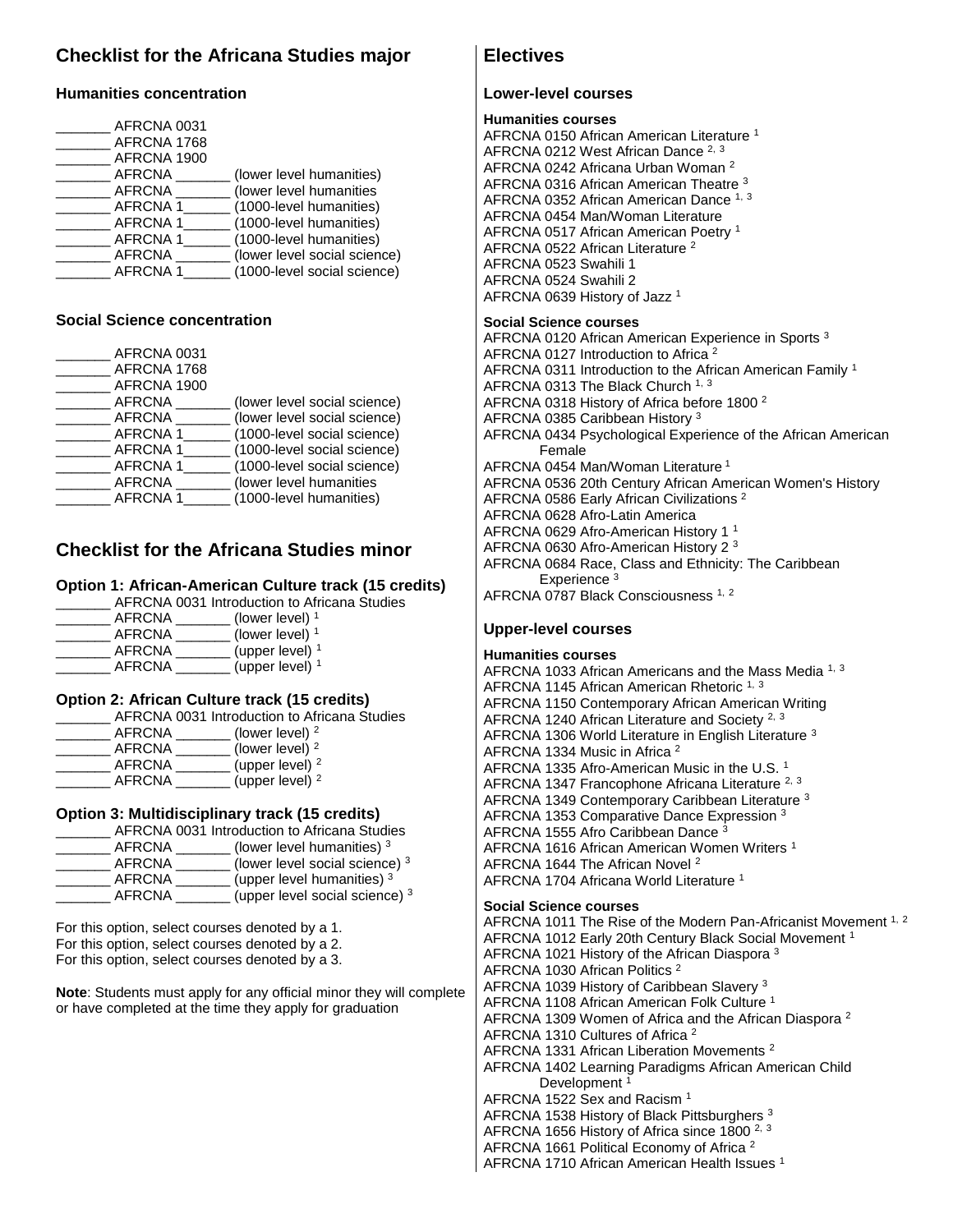## Checklist for the Africana Studies major

### Humanities concentration

_______ AFRCNA 0031
_______ AFRCNA 1768
_______ AFRCNA 1900
_______ AFRCNA _______ (lower level humanities)
_______ AFRCNA _______ (lower level humanities
_______ AFRCNA 1______ (1000-level humanities)
_______ AFRCNA 1______ (1000-level humanities)
_______ AFRCNA 1______ (1000-level humanities)
_______ AFRCNA _______ (lower level social science)
_______ AFRCNA 1______ (1000-level social science)

### Social Science concentration

_______ AFRCNA 0031
_______ AFRCNA 1768
_______ AFRCNA 1900
_______ AFRCNA _______ (lower level social science)
_______ AFRCNA _______ (lower level social science)
_______ AFRCNA 1______ (1000-level social science)
_______ AFRCNA 1______ (1000-level social science)
_______ AFRCNA 1______ (1000-level social science)
_______ AFRCNA _______ (lower level humanities
_______ AFRCNA 1______ (1000-level humanities)

## Checklist for the Africana Studies minor

### Option 1: African-American Culture track (15 credits)

_______ AFRCNA 0031 Introduction to Africana Studies
_______ AFRCNA _______ (lower level) [1]
_______ AFRCNA _______ (lower level) [1]
_______ AFRCNA _______ (upper level) [1]
_______ AFRCNA _______ (upper level) [1]

### Option 2: African Culture track (15 credits)

_______ AFRCNA 0031 Introduction to Africana Studies
_______ AFRCNA _______ (lower level) [2]
_______ AFRCNA _______ (lower level) [2]
_______ AFRCNA _______ (upper level) [2]
_______ AFRCNA _______ (upper level) [2]

### Option 3: Multidisciplinary track (15 credits)

_______ AFRCNA 0031 Introduction to Africana Studies
_______ AFRCNA _______ (lower level humanities) [3]
_______ AFRCNA _______ (lower level social science) [3]
_______ AFRCNA _______ (upper level humanities) [3]
_______ AFRCNA _______ (upper level social science) [3]

For this option, select courses denoted by a 1.
For this option, select courses denoted by a 2.
For this option, select courses denoted by a 3.

**Note**: Students must apply for any official minor they will complete or have completed at the time they apply for graduation

## Electives

### Lower-level courses

#### Humanities courses

AFRCNA 0150 African American Literature [1]
AFRCNA 0212 West African Dance [2, 3]
AFRCNA 0242 Africana Urban Woman [2]
AFRCNA 0316 African American Theatre [3]
AFRCNA 0352 African American Dance [1, 3]
AFRCNA 0454 Man/Woman Literature
AFRCNA 0517 African American Poetry [1]
AFRCNA 0522 African Literature [2]
AFRCNA 0523 Swahili 1
AFRCNA 0524 Swahili 2
AFRCNA 0639 History of Jazz [1]

#### Social Science courses

AFRCNA 0120 African American Experience in Sports [3]
AFRCNA 0127 Introduction to Africa [2]
AFRCNA 0311 Introduction to the African American Family [1]
AFRCNA 0313 The Black Church [1, 3]
AFRCNA 0318 History of Africa before 1800 [2]
AFRCNA 0385 Caribbean History [3]
AFRCNA 0434 Psychological Experience of the African American Female
AFRCNA 0454 Man/Woman Literature [1]
AFRCNA 0536 20th Century African American Women's History
AFRCNA 0586 Early African Civilizations [2]
AFRCNA 0628 Afro-Latin America
AFRCNA 0629 Afro-American History 1 [1]
AFRCNA 0630 Afro-American History 2 [3]
AFRCNA 0684 Race, Class and Ethnicity: The Caribbean Experience [3]
AFRCNA 0787 Black Consciousness [1, 2]

### Upper-level courses

#### Humanities courses

AFRCNA 1033 African Americans and the Mass Media [1, 3]
AFRCNA 1145 African American Rhetoric [1, 3]
AFRCNA 1150 Contemporary African American Writing
AFRCNA 1240 African Literature and Society [2, 3]
AFRCNA 1306 World Literature in English Literature [3]
AFRCNA 1334 Music in Africa [2]
AFRCNA 1335 Afro-American Music in the U.S. [1]
AFRCNA 1347 Francophone Africana Literature [2, 3]
AFRCNA 1349 Contemporary Caribbean Literature [3]
AFRCNA 1353 Comparative Dance Expression [3]
AFRCNA 1555 Afro Caribbean Dance [3]
AFRCNA 1616 African American Women Writers [1]
AFRCNA 1644 The African Novel [2]
AFRCNA 1704 Africana World Literature [1]

#### Social Science courses

AFRCNA 1011 The Rise of the Modern Pan-Africanist Movement [1, 2]
AFRCNA 1012 Early 20th Century Black Social Movement [1]
AFRCNA 1021 History of the African Diaspora [3]
AFRCNA 1030 African Politics [2]
AFRCNA 1039 History of Caribbean Slavery [3]
AFRCNA 1108 African American Folk Culture [1]
AFRCNA 1309 Women of Africa and the African Diaspora [2]
AFRCNA 1310 Cultures of Africa [2]
AFRCNA 1331 African Liberation Movements [2]
AFRCNA 1402 Learning Paradigms African American Child Development [1]
AFRCNA 1522 Sex and Racism [1]
AFRCNA 1538 History of Black Pittsburghers [3]
AFRCNA 1656 History of Africa since 1800 [2, 3]
AFRCNA 1661 Political Economy of Africa [2]
AFRCNA 1710 African American Health Issues [1]